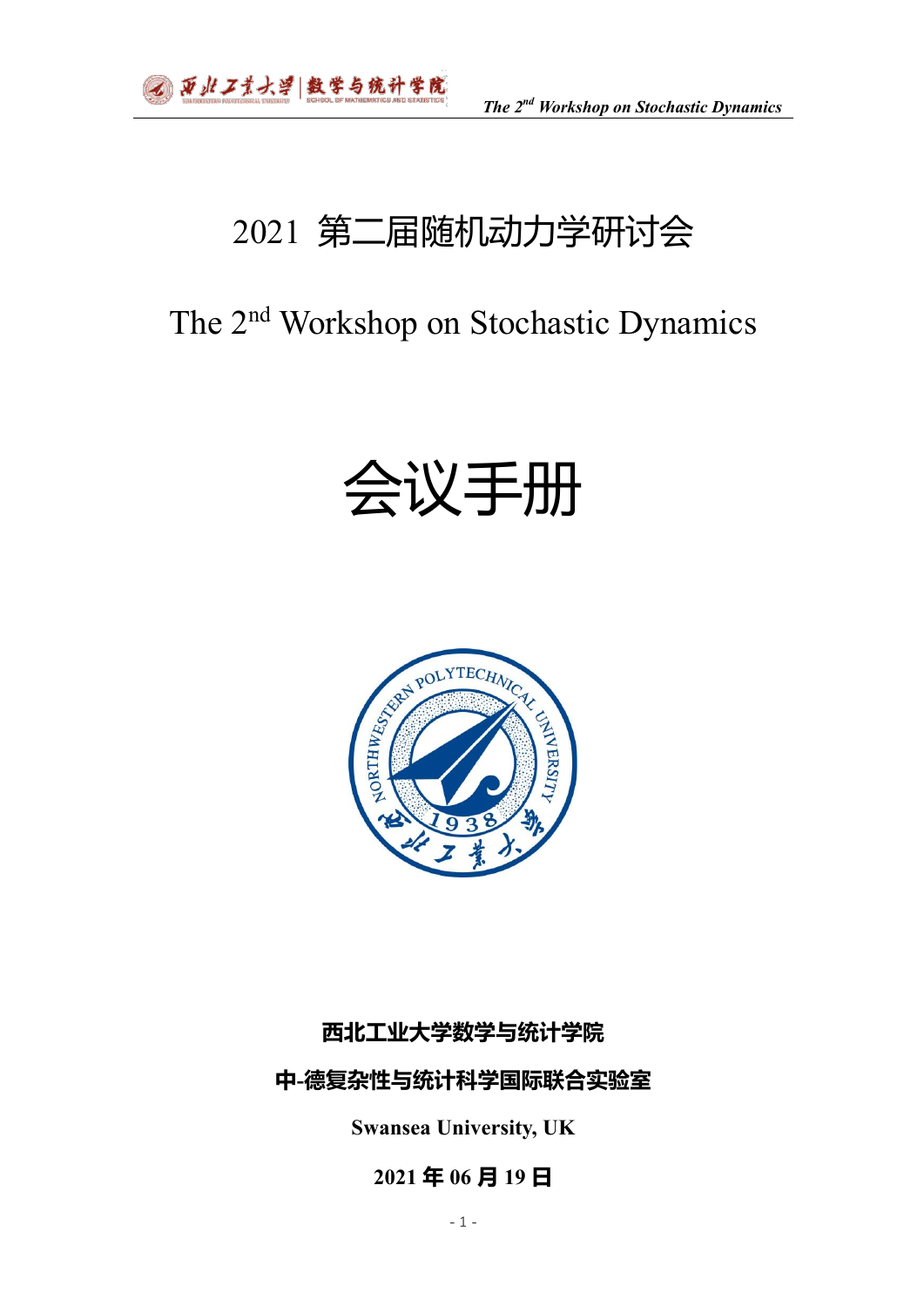# 2021 第二届随机动力学研讨会

# The 2nd Workshop on Stochastic Dynamics

# 会议手册

**西北工业大学数学与统计学院**

**中-德复杂性与统计科学国际联合实验室**

**Swansea University, UK**

**2021 年 06 月 19 日**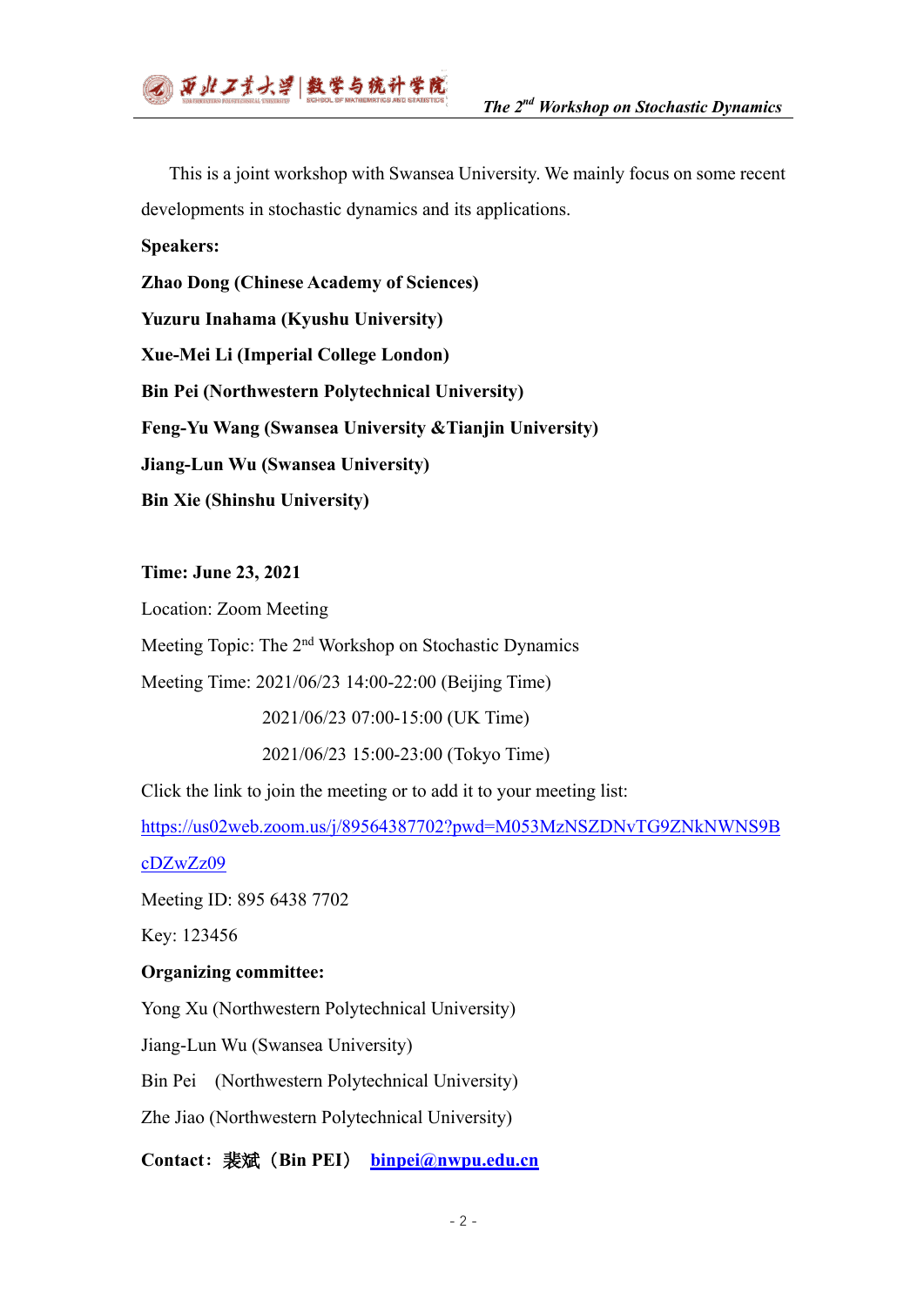This is a joint workshop with Swansea University. We mainly focus on some recent developments in stochastic dynamics and its applications.

**Speakers:**

**Zhao Dong (Chinese Academy of Sciences)**

**Yuzuru Inahama (Kyushu University)**

**Xue-Mei Li (Imperial College London)**

**Bin Pei (Northwestern Polytechnical University)**

**Feng-Yu Wang (Swansea University &Tianjin University)**

**Jiang-Lun Wu (Swansea University)**

**Bin Xie (Shinshu University)**

**Time: June 23, 2021**

Location: Zoom Meeting

Meeting Topic: The 2nd Workshop on Stochastic Dynamics

Meeting Time: 2021/06/23 14:00-22:00 (Beijing Time)

2021/06/23 07:00-15:00 (UK Time)

2021/06/23 15:00-23:00 (Tokyo Time)

Click the link to join the meeting or to add it to your meeting list:

https://us02web.zoom.us/j/89564387702?pwd=M053MzNSZDNvTG9ZNkNWNS9BcDZwZz09

Meeting ID: 895 6438 7702

Key: 123456

**Organizing committee:**

Yong Xu (Northwestern Polytechnical University)

Jiang-Lun Wu (Swansea University)

Bin Pei (Northwestern Polytechnical University)

Zhe Jiao (Northwestern Polytechnical University)

**Contact：裴斌（Bin PEI）** **binpei@nwpu.edu.cn**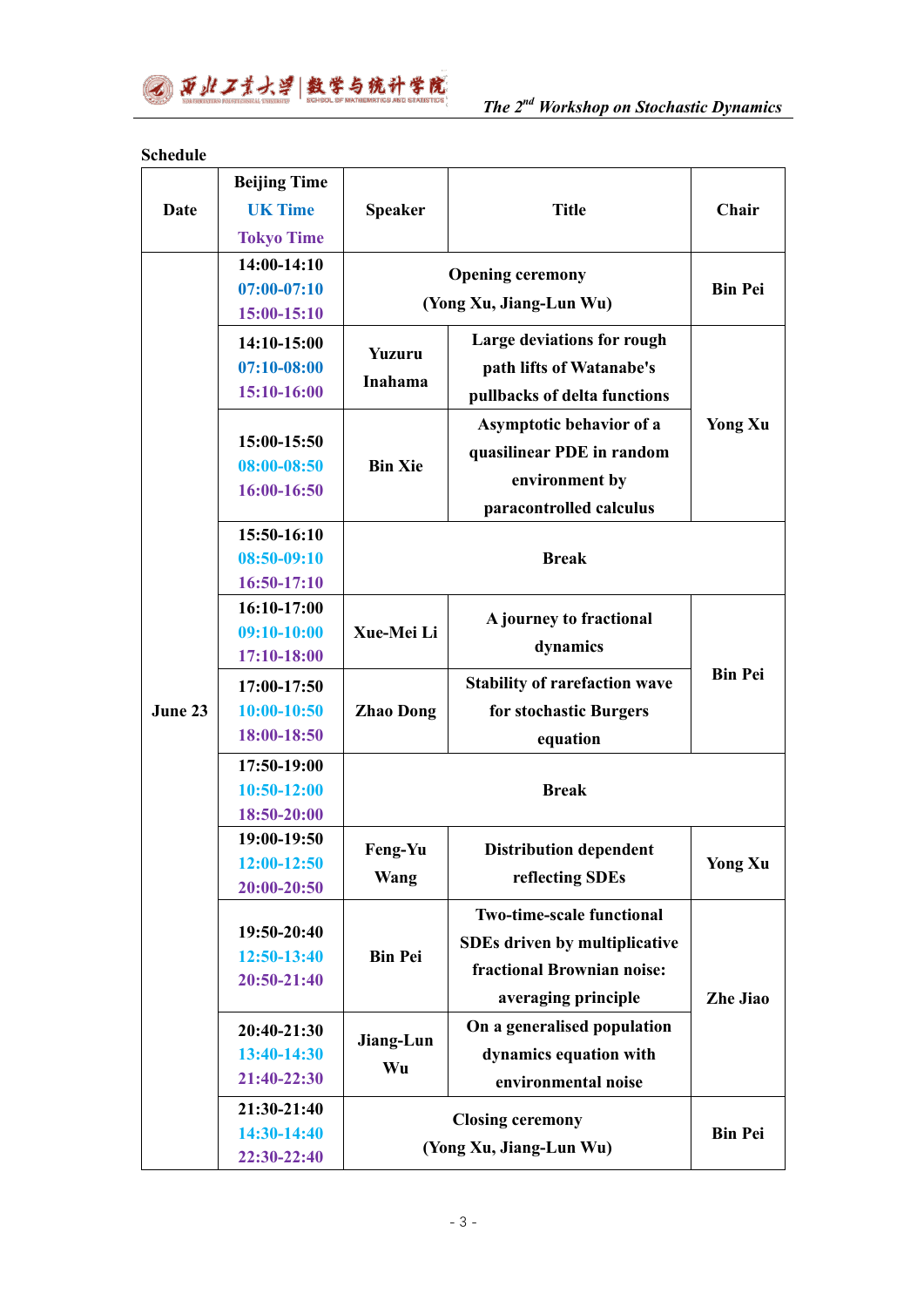**Schedule**

| Date | Beijing Time<br>UK Time<br>Tokyo Time | Speaker | Title | Chair |
|---|---|---|---|---|
| June 23 | 14:00-14:10<br>07:00-07:10<br>15:00-15:10 | Opening ceremony (Yong Xu, Jiang-Lun Wu) | | Bin Pei |
| | 14:10-15:00<br>07:10-08:00<br>15:10-16:00 | Yuzuru Inahama | Large deviations for rough path lifts of Watanabe's pullbacks of delta functions | Yong Xu |
| | 15:00-15:50<br>08:00-08:50<br>16:00-16:50 | Bin Xie | Asymptotic behavior of a quasilinear PDE in random environment by paracontrolled calculus | |
| | 15:50-16:10<br>08:50-09:10<br>16:50-17:10 | Break | | |
| | 16:10-17:00<br>09:10-10:00<br>17:10-18:00 | Xue-Mei Li | A journey to fractional dynamics | Bin Pei |
| | 17:00-17:50<br>10:00-10:50<br>18:00-18:50 | Zhao Dong | Stability of rarefaction wave for stochastic Burgers equation | |
| | 17:50-19:00<br>10:50-12:00<br>18:50-20:00 | Break | | |
| | 19:00-19:50<br>12:00-12:50<br>20:00-20:50 | Feng-Yu Wang | Distribution dependent reflecting SDEs | Yong Xu |
| | 19:50-20:40<br>12:50-13:40<br>20:50-21:40 | Bin Pei | Two-time-scale functional SDEs driven by multiplicative fractional Brownian noise: averaging principle | Zhe Jiao |
| | 20:40-21:30<br>13:40-14:30<br>21:40-22:30 | Jiang-Lun Wu | On a generalised population dynamics equation with environmental noise | |
| | 21:30-21:40<br>14:30-14:40<br>22:30-22:40 | Closing ceremony (Yong Xu, Jiang-Lun Wu) | | Bin Pei |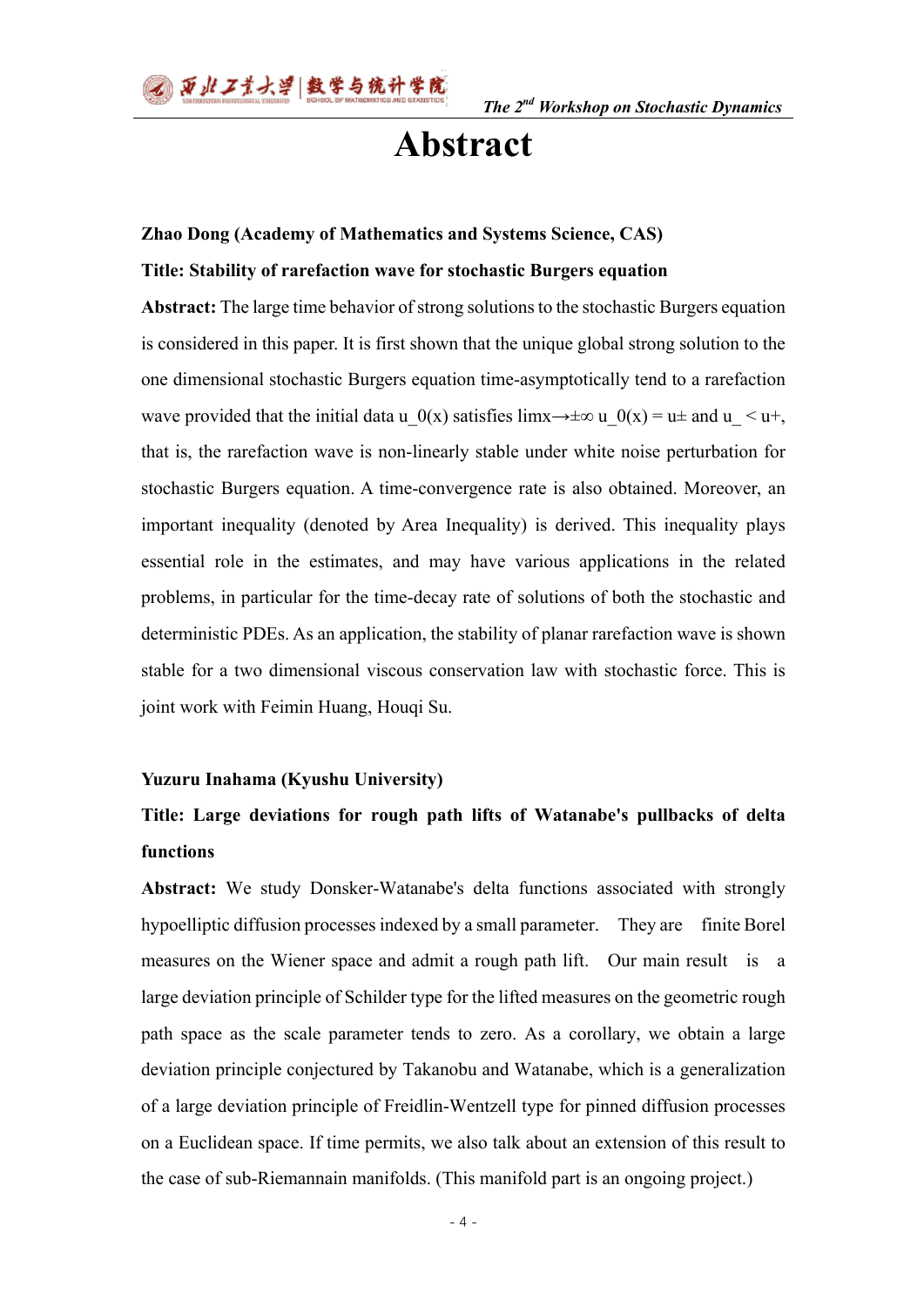# Abstract

**Zhao Dong (Academy of Mathematics and Systems Science, CAS)**

**Title: Stability of rarefaction wave for stochastic Burgers equation**

**Abstract:** The large time behavior of strong solutions to the stochastic Burgers equation is considered in this paper. It is first shown that the unique global strong solution to the one dimensional stochastic Burgers equation time-asymptotically tend to a rarefaction wave provided that the initial data $u_0(x)$ satisfies $\lim_{x\to\pm\infty} u_0(x) = u_\pm$ and $u_- < u_+$, that is, the rarefaction wave is non-linearly stable under white noise perturbation for stochastic Burgers equation. A time-convergence rate is also obtained. Moreover, an important inequality (denoted by Area Inequality) is derived. This inequality plays essential role in the estimates, and may have various applications in the related problems, in particular for the time-decay rate of solutions of both the stochastic and deterministic PDEs. As an application, the stability of planar rarefaction wave is shown stable for a two dimensional viscous conservation law with stochastic force. This is joint work with Feimin Huang, Houqi Su.

**Yuzuru Inahama (Kyushu University)**

**Title: Large deviations for rough path lifts of Watanabe's pullbacks of delta functions**

**Abstract:** We study Donsker-Watanabe's delta functions associated with strongly hypoelliptic diffusion processes indexed by a small parameter. They are finite Borel measures on the Wiener space and admit a rough path lift. Our main result is a large deviation principle of Schilder type for the lifted measures on the geometric rough path space as the scale parameter tends to zero. As a corollary, we obtain a large deviation principle conjectured by Takanobu and Watanabe, which is a generalization of a large deviation principle of Freidlin-Wentzell type for pinned diffusion processes on a Euclidean space. If time permits, we also talk about an extension of this result to the case of sub-Riemannain manifolds. (This manifold part is an ongoing project.)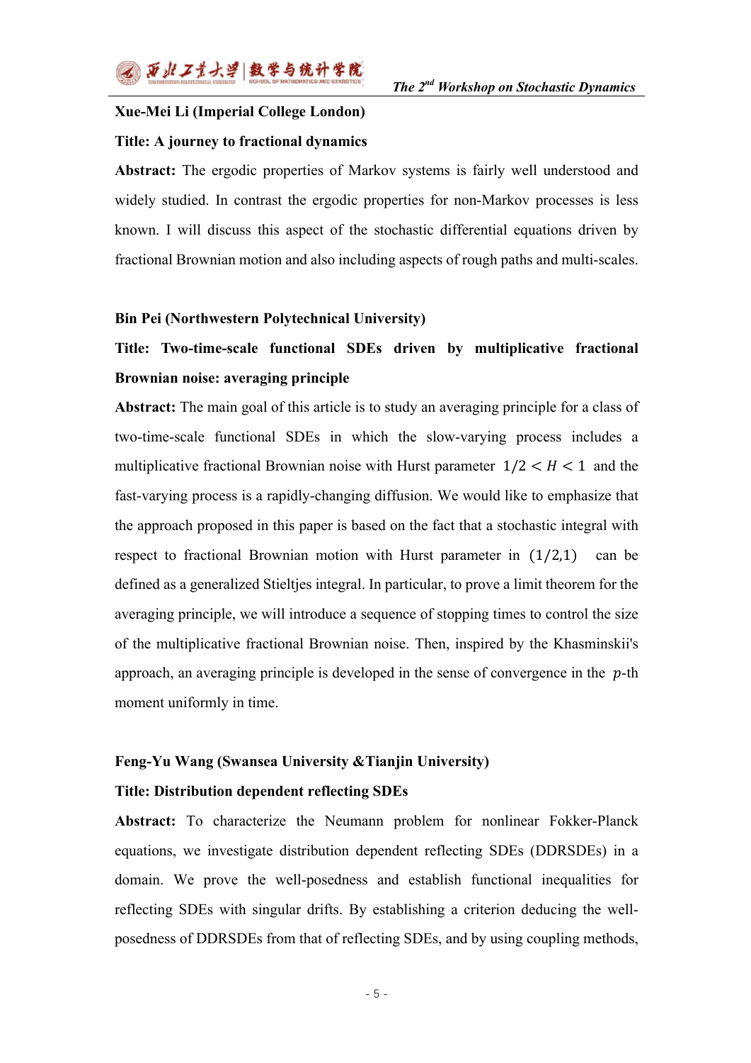**Xue-Mei Li (Imperial College London)**

**Title: A journey to fractional dynamics**

**Abstract:** The ergodic properties of Markov systems is fairly well understood and widely studied. In contrast the ergodic properties for non-Markov processes is less known. I will discuss this aspect of the stochastic differential equations driven by fractional Brownian motion and also including aspects of rough paths and multi-scales.

**Bin Pei (Northwestern Polytechnical University)**

**Title: Two-time-scale functional SDEs driven by multiplicative fractional Brownian noise: averaging principle**

**Abstract:** The main goal of this article is to study an averaging principle for a class of two-time-scale functional SDEs in which the slow-varying process includes a multiplicative fractional Brownian noise with Hurst parameter $1/2 < H < 1$ and the fast-varying process is a rapidly-changing diffusion. We would like to emphasize that the approach proposed in this paper is based on the fact that a stochastic integral with respect to fractional Brownian motion with Hurst parameter in $(1/2,1)$ can be defined as a generalized Stieltjes integral. In particular, to prove a limit theorem for the averaging principle, we will introduce a sequence of stopping times to control the size of the multiplicative fractional Brownian noise. Then, inspired by the Khasminskii's approach, an averaging principle is developed in the sense of convergence in the $p$-th moment uniformly in time.

**Feng-Yu Wang (Swansea University &Tianjin University)**

**Title: Distribution dependent reflecting SDEs**

**Abstract:** To characterize the Neumann problem for nonlinear Fokker-Planck equations, we investigate distribution dependent reflecting SDEs (DDRSDEs) in a domain. We prove the well-posedness and establish functional inequalities for reflecting SDEs with singular drifts. By establishing a criterion deducing the well-posedness of DDRSDEs from that of reflecting SDEs, and by using coupling methods,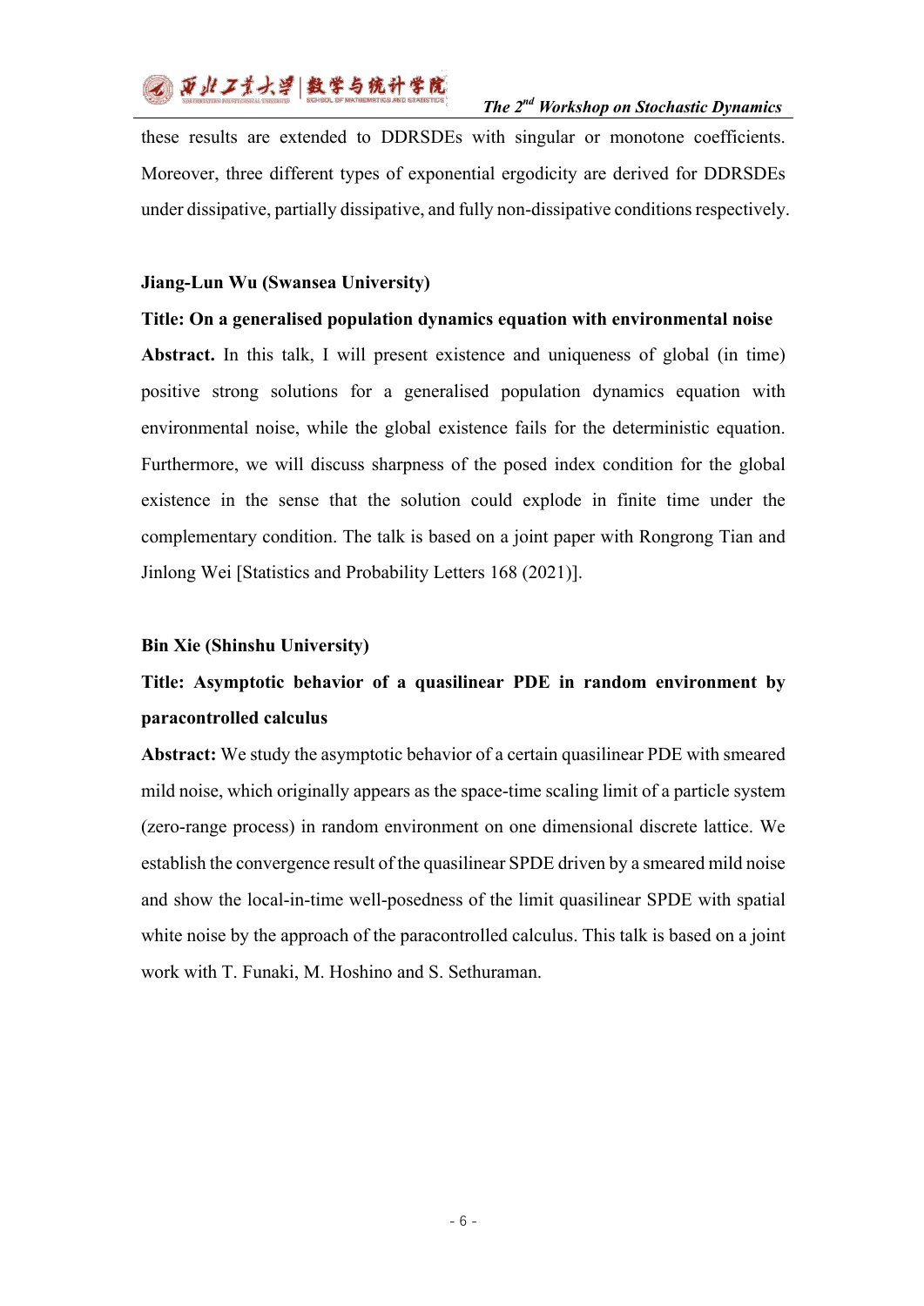these results are extended to DDRSDEs with singular or monotone coefficients. Moreover, three different types of exponential ergodicity are derived for DDRSDEs under dissipative, partially dissipative, and fully non-dissipative conditions respectively.

**Jiang-Lun Wu (Swansea University)**

**Title: On a generalised population dynamics equation with environmental noise**

**Abstract.** In this talk, I will present existence and uniqueness of global (in time) positive strong solutions for a generalised population dynamics equation with environmental noise, while the global existence fails for the deterministic equation. Furthermore, we will discuss sharpness of the posed index condition for the global existence in the sense that the solution could explode in finite time under the complementary condition. The talk is based on a joint paper with Rongrong Tian and Jinlong Wei [Statistics and Probability Letters 168 (2021)].

**Bin Xie (Shinshu University)**

**Title: Asymptotic behavior of a quasilinear PDE in random environment by paracontrolled calculus**

**Abstract:** We study the asymptotic behavior of a certain quasilinear PDE with smeared mild noise, which originally appears as the space-time scaling limit of a particle system (zero-range process) in random environment on one dimensional discrete lattice. We establish the convergence result of the quasilinear SPDE driven by a smeared mild noise and show the local-in-time well-posedness of the limit quasilinear SPDE with spatial white noise by the approach of the paracontrolled calculus. This talk is based on a joint work with T. Funaki, M. Hoshino and S. Sethuraman.